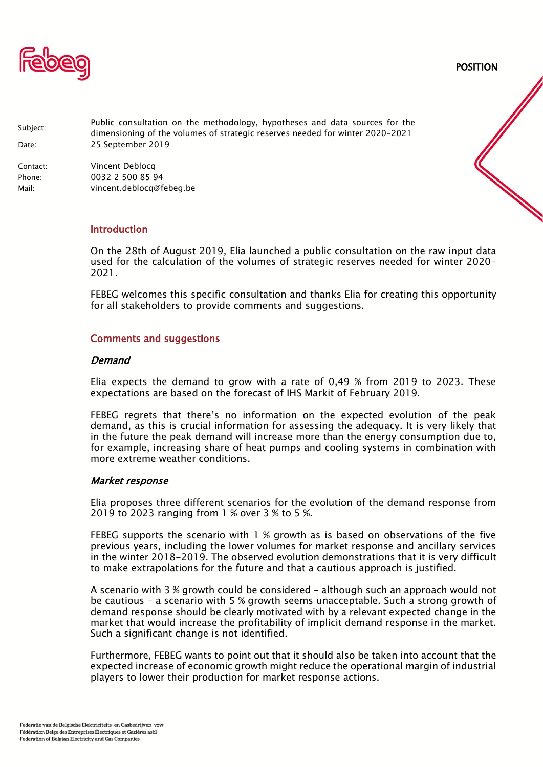POSITION

| | |
|---|---|
| Subject: | Public consultation on the methodology, hypotheses and data sources for the dimensioning of the volumes of strategic reserves needed for winter 2020-2021 |
| Date: | 25 September 2019 |
| Contact: | Vincent Deblocq |
| Phone: | 0032 2 500 85 94 |
| Mail: | vincent.deblocq@febeg.be |

## Introduction

On the 28th of August 2019, Elia launched a public consultation on the raw input data used for the calculation of the volumes of strategic reserves needed for winter 2020-2021.

FEBEG welcomes this specific consultation and thanks Elia for creating this opportunity for all stakeholders to provide comments and suggestions.

## Comments and suggestions

### *Demand*

Elia expects the demand to grow with a rate of 0,49 % from 2019 to 2023. These expectations are based on the forecast of IHS Markit of February 2019.

FEBEG regrets that there's no information on the expected evolution of the peak demand, as this is crucial information for assessing the adequacy. It is very likely that in the future the peak demand will increase more than the energy consumption due to, for example, increasing share of heat pumps and cooling systems in combination with more extreme weather conditions.

### *Market response*

Elia proposes three different scenarios for the evolution of the demand response from 2019 to 2023 ranging from 1 % over 3 % to 5 %.

FEBEG supports the scenario with 1 % growth as is based on observations of the five previous years, including the lower volumes for market response and ancillary services in the winter 2018-2019. The observed evolution demonstrations that it is very difficult to make extrapolations for the future and that a cautious approach is justified.

A scenario with 3 % growth could be considered – although such an approach would not be cautious – a scenario with 5 % growth seems unacceptable. Such a strong growth of demand response should be clearly motivated with by a relevant expected change in the market that would increase the profitability of implicit demand response in the market. Such a significant change is not identified.

Furthermore, FEBEG wants to point out that it should also be taken into account that the expected increase of economic growth might reduce the operational margin of industrial players to lower their production for market response actions.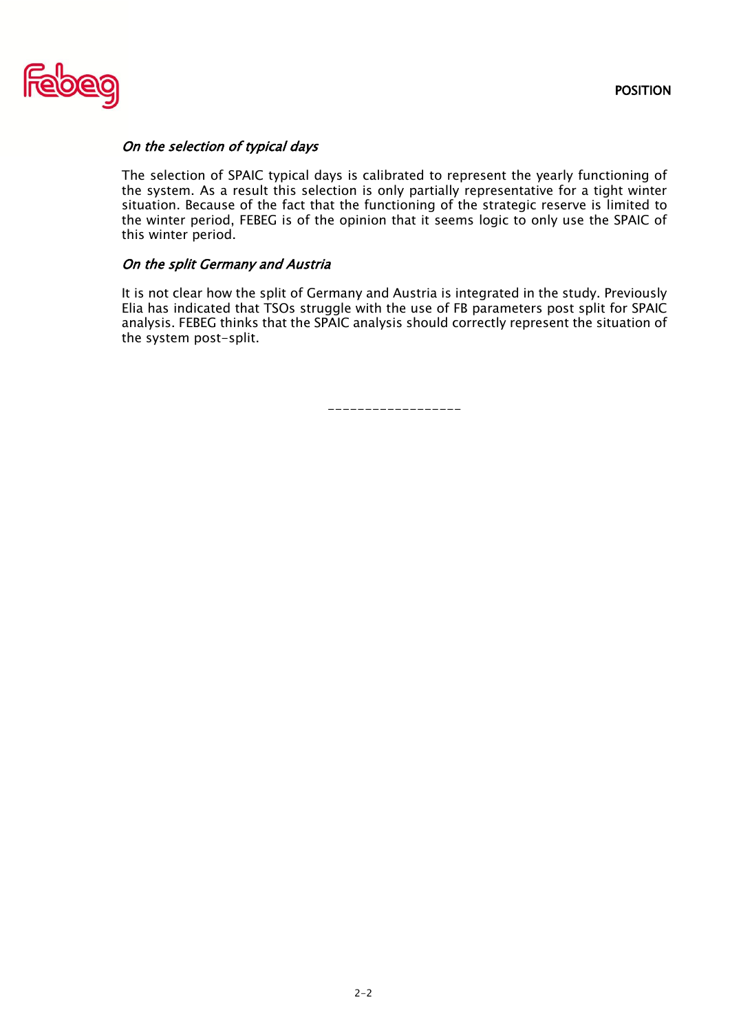*On the selection of typical days*

The selection of SPAIC typical days is calibrated to represent the yearly functioning of the system. As a result this selection is only partially representative for a tight winter situation. Because of the fact that the functioning of the strategic reserve is limited to the winter period, FEBEG is of the opinion that it seems logic to only use the SPAIC of this winter period.

*On the split Germany and Austria*

It is not clear how the split of Germany and Austria is integrated in the study. Previously Elia has indicated that TSOs struggle with the use of FB parameters post split for SPAIC analysis. FEBEG thinks that the SPAIC analysis should correctly represent the situation of the system post-split.

\-\-\-\-\-\-\-\-\-\-\-\-\-\-\-\-\-\-